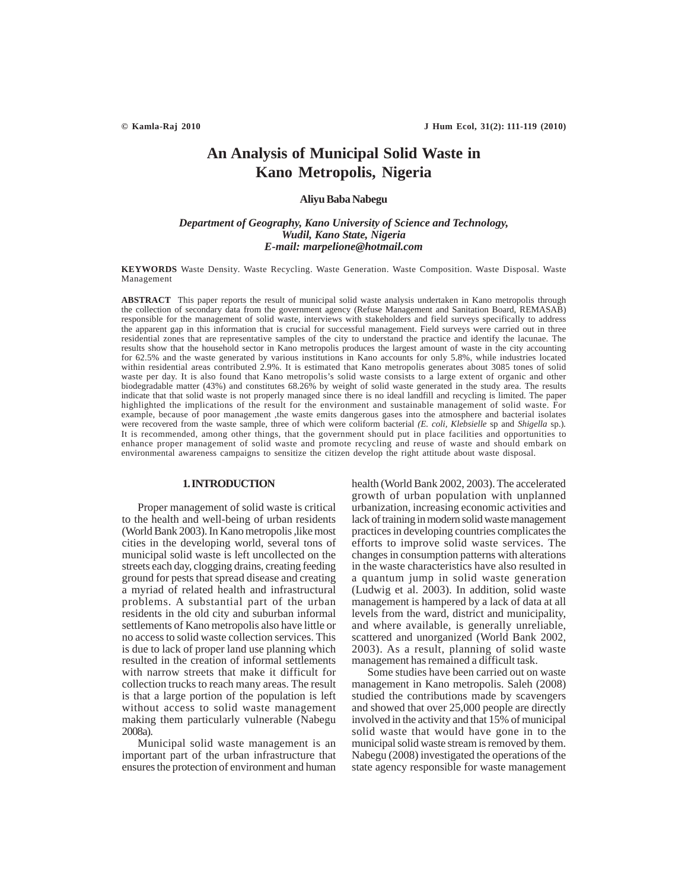# An Analysis of Municipal Solid Waste in Kano Metropolis, Nigeria

**Aliyu Baba Nabegu**

***Department of Geography, Kano University of Science and Technology, Wudil, Kano State, Nigeria***
***E-mail: marpelione@hotmail.com***

**KEYWORDS** Waste Density. Waste Recycling. Waste Generation. Waste Composition. Waste Disposal. Waste Management

**ABSTRACT** This paper reports the result of municipal solid waste analysis undertaken in Kano metropolis through the collection of secondary data from the government agency (Refuse Management and Sanitation Board, REMASAB) responsible for the management of solid waste, interviews with stakeholders and field surveys specifically to address the apparent gap in this information that is crucial for successful management. Field surveys were carried out in three residential zones that are representative samples of the city to understand the practice and identify the lacunae. The results show that the household sector in Kano metropolis produces the largest amount of waste in the city accounting for 62.5% and the waste generated by various institutions in Kano accounts for only 5.8%, while industries located within residential areas contributed 2.9%. It is estimated that Kano metropolis generates about 3085 tones of solid waste per day. It is also found that Kano metropolis's solid waste consists to a large extent of organic and other biodegradable matter (43%) and constitutes 68.26% by weight of solid waste generated in the study area. The results indicate that that solid waste is not properly managed since there is no ideal landfill and recycling is limited. The paper highlighted the implications of the result for the environment and sustainable management of solid waste. For example, because of poor management ,the waste emits dangerous gases into the atmosphere and bacterial isolates were recovered from the waste sample, three of which were coliform bacterial *(E. coli, Klebsielle* sp and *Shigella* sp.). It is recommended, among other things, that the government should put in place facilities and opportunities to enhance proper management of solid waste and promote recycling and reuse of waste and should embark on environmental awareness campaigns to sensitize the citizen develop the right attitude about waste disposal.

## 1. INTRODUCTION

Proper management of solid waste is critical to the health and well-being of urban residents (World Bank 2003). In Kano metropolis ,like most cities in the developing world, several tons of municipal solid waste is left uncollected on the streets each day, clogging drains, creating feeding ground for pests that spread disease and creating a myriad of related health and infrastructural problems. A substantial part of the urban residents in the old city and suburban informal settlements of Kano metropolis also have little or no access to solid waste collection services. This is due to lack of proper land use planning which resulted in the creation of informal settlements with narrow streets that make it difficult for collection trucks to reach many areas. The result is that a large portion of the population is left without access to solid waste management making them particularly vulnerable (Nabegu 2008a).

Municipal solid waste management is an important part of the urban infrastructure that ensures the protection of environment and human health (World Bank 2002, 2003). The accelerated growth of urban population with unplanned urbanization, increasing economic activities and lack of training in modern solid waste management practices in developing countries complicates the efforts to improve solid waste services. The changes in consumption patterns with alterations in the waste characteristics have also resulted in a quantum jump in solid waste generation (Ludwig et al. 2003). In addition, solid waste management is hampered by a lack of data at all levels from the ward, district and municipality, and where available, is generally unreliable, scattered and unorganized (World Bank 2002, 2003). As a result, planning of solid waste management has remained a difficult task.

Some studies have been carried out on waste management in Kano metropolis. Saleh (2008) studied the contributions made by scavengers and showed that over 25,000 people are directly involved in the activity and that 15% of municipal solid waste that would have gone in to the municipal solid waste stream is removed by them. Nabegu (2008) investigated the operations of the state agency responsible for waste management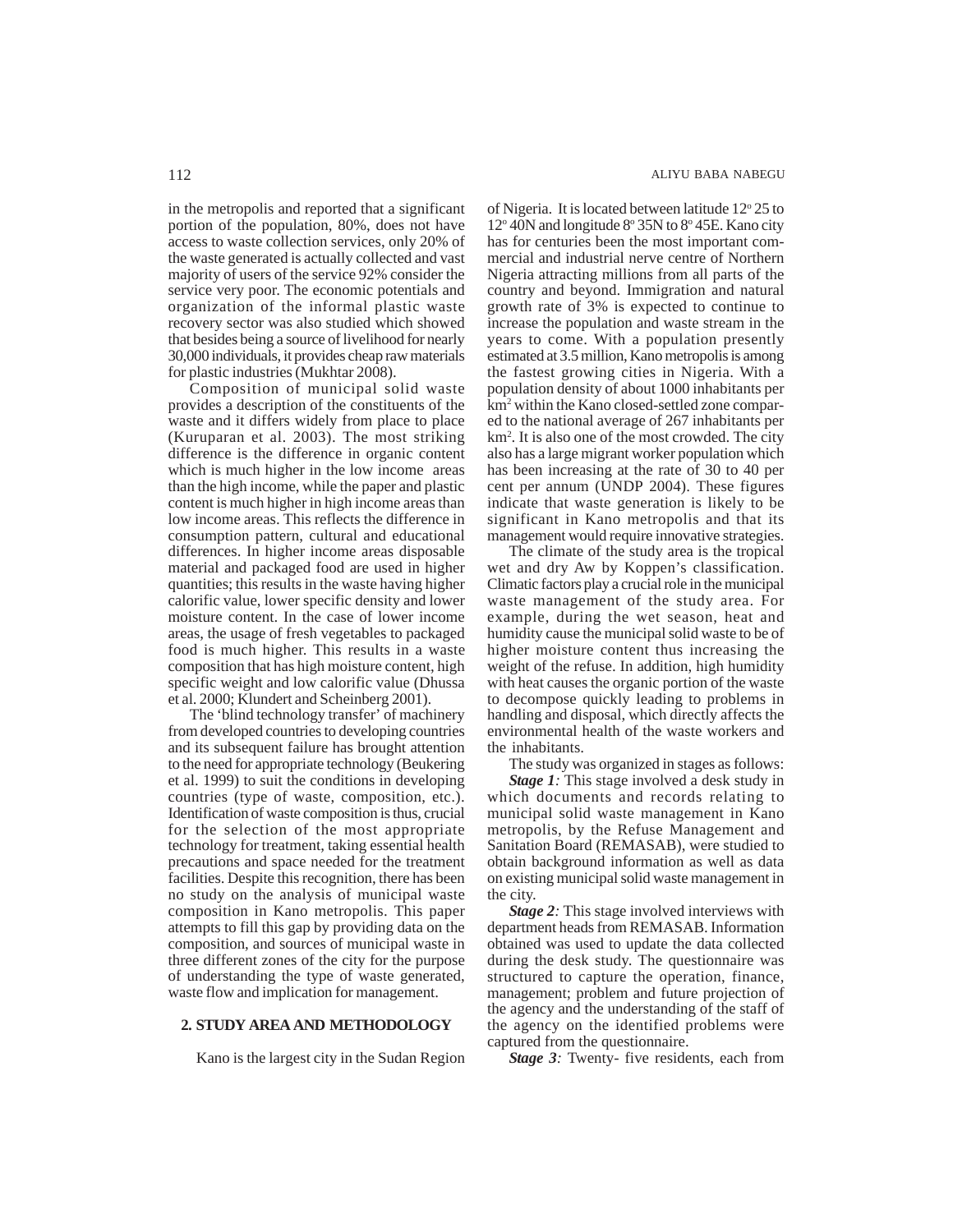in the metropolis and reported that a significant portion of the population, 80%, does not have access to waste collection services, only 20% of the waste generated is actually collected and vast majority of users of the service 92% consider the service very poor. The economic potentials and organization of the informal plastic waste recovery sector was also studied which showed that besides being a source of livelihood for nearly 30,000 individuals, it provides cheap raw materials for plastic industries (Mukhtar 2008).

Composition of municipal solid waste provides a description of the constituents of the waste and it differs widely from place to place (Kuruparan et al. 2003). The most striking difference is the difference in organic content which is much higher in the low income areas than the high income, while the paper and plastic content is much higher in high income areas than low income areas. This reflects the difference in consumption pattern, cultural and educational differences. In higher income areas disposable material and packaged food are used in higher quantities; this results in the waste having higher calorific value, lower specific density and lower moisture content. In the case of lower income areas, the usage of fresh vegetables to packaged food is much higher. This results in a waste composition that has high moisture content, high specific weight and low calorific value (Dhussa et al. 2000; Klundert and Scheinberg 2001).

The 'blind technology transfer' of machinery from developed countries to developing countries and its subsequent failure has brought attention to the need for appropriate technology (Beukering et al. 1999) to suit the conditions in developing countries (type of waste, composition, etc.). Identification of waste composition is thus, crucial for the selection of the most appropriate technology for treatment, taking essential health precautions and space needed for the treatment facilities. Despite this recognition, there has been no study on the analysis of municipal waste composition in Kano metropolis. This paper attempts to fill this gap by providing data on the composition, and sources of municipal waste in three different zones of the city for the purpose of understanding the type of waste generated, waste flow and implication for management.

## 2. STUDY AREA AND METHODOLOGY

Kano is the largest city in the Sudan Region of Nigeria. It is located between latitude 12° 25 to 12° 40N and longitude 8° 35N to 8° 45E. Kano city has for centuries been the most important commercial and industrial nerve centre of Northern Nigeria attracting millions from all parts of the country and beyond. Immigration and natural growth rate of 3% is expected to continue to increase the population and waste stream in the years to come. With a population presently estimated at 3.5 million, Kano metropolis is among the fastest growing cities in Nigeria. With a population density of about 1000 inhabitants per km$^2$ within the Kano closed-settled zone compared to the national average of 267 inhabitants per km$^2$. It is also one of the most crowded. The city also has a large migrant worker population which has been increasing at the rate of 30 to 40 per cent per annum (UNDP 2004). These figures indicate that waste generation is likely to be significant in Kano metropolis and that its management would require innovative strategies.

The climate of the study area is the tropical wet and dry Aw by Koppen's classification. Climatic factors play a crucial role in the municipal waste management of the study area. For example, during the wet season, heat and humidity cause the municipal solid waste to be of higher moisture content thus increasing the weight of the refuse. In addition, high humidity with heat causes the organic portion of the waste to decompose quickly leading to problems in handling and disposal, which directly affects the environmental health of the waste workers and the inhabitants.

The study was organized in stages as follows:

***Stage 1:*** This stage involved a desk study in which documents and records relating to municipal solid waste management in Kano metropolis, by the Refuse Management and Sanitation Board (REMASAB), were studied to obtain background information as well as data on existing municipal solid waste management in the city.

***Stage 2:*** This stage involved interviews with department heads from REMASAB. Information obtained was used to update the data collected during the desk study. The questionnaire was structured to capture the operation, finance, management; problem and future projection of the agency and the understanding of the staff of the agency on the identified problems were captured from the questionnaire.

***Stage 3:*** Twenty- five residents, each from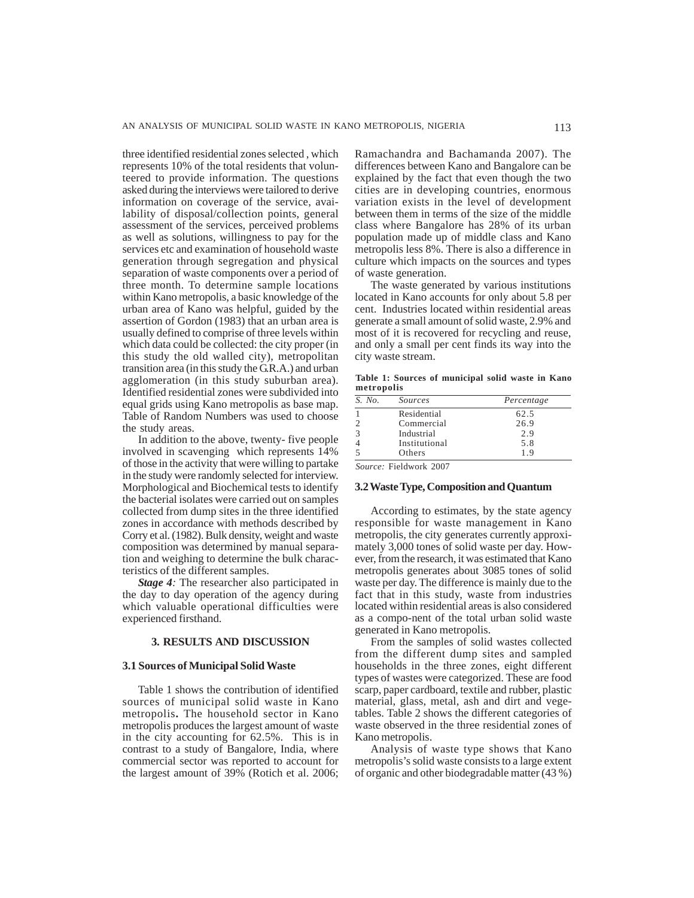three identified residential zones selected , which represents 10% of the total residents that volunteered to provide information. The questions asked during the interviews were tailored to derive information on coverage of the service, availability of disposal/collection points, general assessment of the services, perceived problems as well as solutions, willingness to pay for the services etc and examination of household waste generation through segregation and physical separation of waste components over a period of three month. To determine sample locations within Kano metropolis, a basic knowledge of the urban area of Kano was helpful, guided by the assertion of Gordon (1983) that an urban area is usually defined to comprise of three levels within which data could be collected: the city proper (in this study the old walled city), metropolitan transition area (in this study the G.R.A.) and urban agglomeration (in this study suburban area). Identified residential zones were subdivided into equal grids using Kano metropolis as base map. Table of Random Numbers was used to choose the study areas.

In addition to the above, twenty- five people involved in scavenging which represents 14% of those in the activity that were willing to partake in the study were randomly selected for interview. Morphological and Biochemical tests to identify the bacterial isolates were carried out on samples collected from dump sites in the three identified zones in accordance with methods described by Corry et al. (1982). Bulk density, weight and waste composition was determined by manual separation and weighing to determine the bulk characteristics of the different samples.

***Stage 4**:* The researcher also participated in the day to day operation of the agency during which valuable operational difficulties were experienced firsthand.

## 3. RESULTS AND DISCUSSION

### 3.1 Sources of Municipal Solid Waste

Table 1 shows the contribution of identified sources of municipal solid waste in Kano metropolis**.** The household sector in Kano metropolis produces the largest amount of waste in the city accounting for 62.5%. This is in contrast to a study of Bangalore, India, where commercial sector was reported to account for the largest amount of 39% (Rotich et al. 2006; Ramachandra and Bachamanda 2007). The differences between Kano and Bangalore can be explained by the fact that even though the two cities are in developing countries, enormous variation exists in the level of development between them in terms of the size of the middle class where Bangalore has 28% of its urban population made up of middle class and Kano metropolis less 8%. There is also a difference in culture which impacts on the sources and types of waste generation.

The waste generated by various institutions located in Kano accounts for only about 5.8 per cent. Industries located within residential areas generate a small amount of solid waste, 2.9% and most of it is recovered for recycling and reuse, and only a small per cent finds its way into the city waste stream.

**Table 1: Sources of municipal solid waste in Kano metropolis**

| *S. No.* | *Sources* | *Percentage* |
|---|---|---|
| 1 | Residential | 62.5 |
| 2 | Commercial | 26.9 |
| 3 | Industrial | 2.9 |
| 4 | Institutional | 5.8 |
| 5 | Others | 1.9 |

*Source:* Fieldwork 2007

### 3.2 Waste Type, Composition and Quantum

According to estimates, by the state agency responsible for waste management in Kano metropolis, the city generates currently approximately 3,000 tones of solid waste per day. However, from the research, it was estimated that Kano metropolis generates about 3085 tones of solid waste per day. The difference is mainly due to the fact that in this study, waste from industries located within residential areas is also considered as a compo-nent of the total urban solid waste generated in Kano metropolis.

From the samples of solid wastes collected from the different dump sites and sampled households in the three zones, eight different types of wastes were categorized. These are food scarp, paper cardboard, textile and rubber, plastic material, glass, metal, ash and dirt and vegetables. Table 2 shows the different categories of waste observed in the three residential zones of Kano metropolis.

Analysis of waste type shows that Kano metropolis's solid waste consists to a large extent of organic and other biodegradable matter (43 %)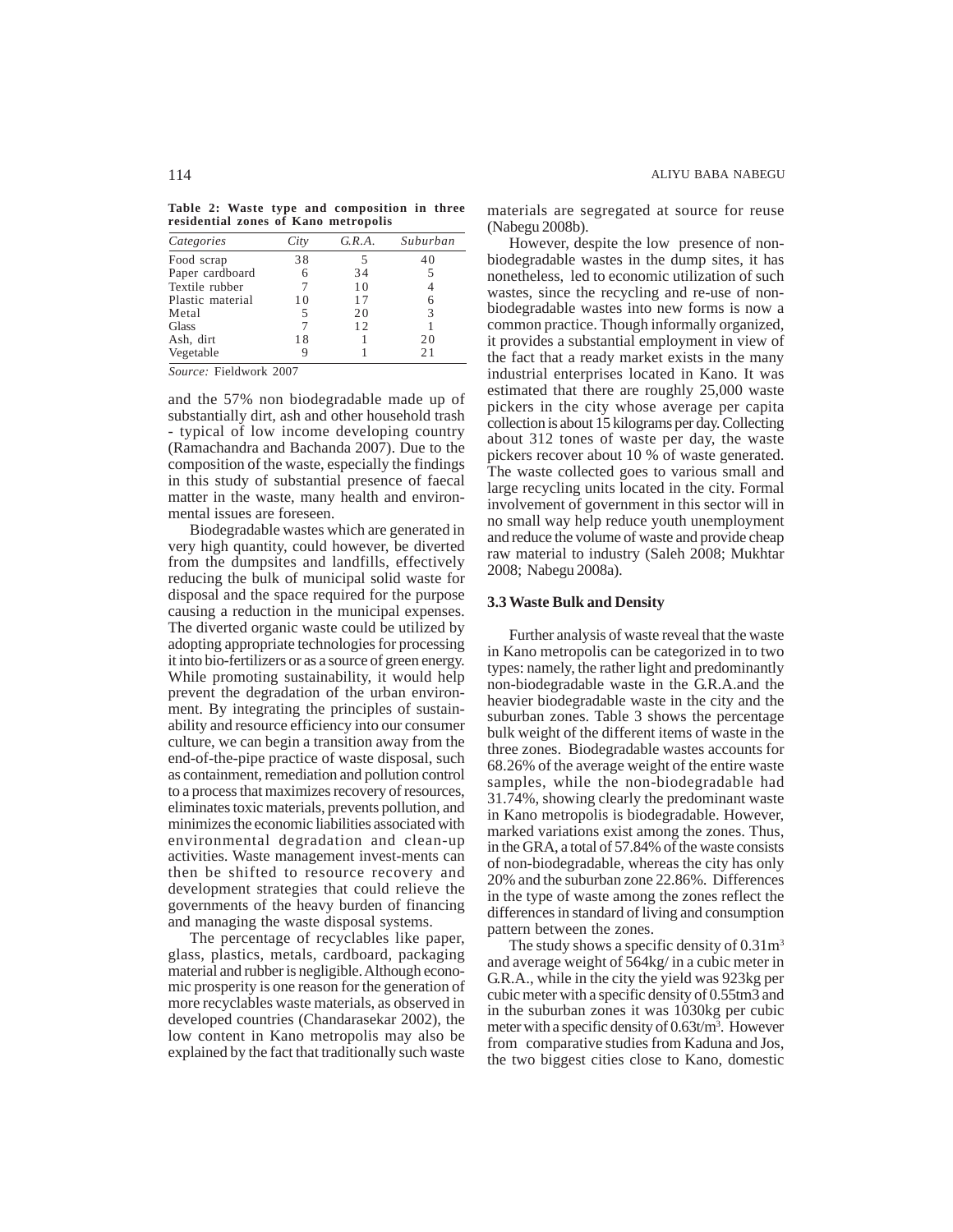**Table 2: Waste type and composition in three residential zones of Kano metropolis**

| *Categories* | *City* | *G.R.A.* | *Suburban* |
|---|---|---|---|
| Food scrap | 38 | 5 | 40 |
| Paper cardboard | 6 | 34 | 5 |
| Textile rubber | 7 | 10 | 4 |
| Plastic material | 10 | 17 | 6 |
| Metal | 5 | 20 | 3 |
| Glass | 7 | 12 | 1 |
| Ash, dirt | 18 | 1 | 20 |
| Vegetable | 9 | 1 | 21 |

*Source:* Fieldwork 2007

and the 57% non biodegradable made up of substantially dirt, ash and other household trash - typical of low income developing country (Ramachandra and Bachanda 2007). Due to the composition of the waste, especially the findings in this study of substantial presence of faecal matter in the waste, many health and environmental issues are foreseen.

Biodegradable wastes which are generated in very high quantity, could however, be diverted from the dumpsites and landfills, effectively reducing the bulk of municipal solid waste for disposal and the space required for the purpose causing a reduction in the municipal expenses. The diverted organic waste could be utilized by adopting appropriate technologies for processing it into bio-fertilizers or as a source of green energy. While promoting sustainability, it would help prevent the degradation of the urban environment. By integrating the principles of sustainability and resource efficiency into our consumer culture, we can begin a transition away from the end-of-the-pipe practice of waste disposal, such as containment, remediation and pollution control to a process that maximizes recovery of resources, eliminates toxic materials, prevents pollution, and minimizes the economic liabilities associated with environmental degradation and clean-up activities. Waste management invest-ments can then be shifted to resource recovery and development strategies that could relieve the governments of the heavy burden of financing and managing the waste disposal systems.

The percentage of recyclables like paper, glass, plastics, metals, cardboard, packaging material and rubber is negligible. Although economic prosperity is one reason for the generation of more recyclables waste materials, as observed in developed countries (Chandarasekar 2002), the low content in Kano metropolis may also be explained by the fact that traditionally such waste materials are segregated at source for reuse (Nabegu 2008b).

However, despite the low presence of non-biodegradable wastes in the dump sites, it has nonetheless, led to economic utilization of such wastes, since the recycling and re-use of non-biodegradable wastes into new forms is now a common practice. Though informally organized, it provides a substantial employment in view of the fact that a ready market exists in the many industrial enterprises located in Kano. It was estimated that there are roughly 25,000 waste pickers in the city whose average per capita collection is about 15 kilograms per day. Collecting about 312 tones of waste per day, the waste pickers recover about 10 % of waste generated. The waste collected goes to various small and large recycling units located in the city. Formal involvement of government in this sector will in no small way help reduce youth unemployment and reduce the volume of waste and provide cheap raw material to industry (Saleh 2008; Mukhtar 2008; Nabegu 2008a).

### 3.3 Waste Bulk and Density

Further analysis of waste reveal that the waste in Kano metropolis can be categorized in to two types: namely, the rather light and predominantly non-biodegradable waste in the G.R.A.and the heavier biodegradable waste in the city and the suburban zones. Table 3 shows the percentage bulk weight of the different items of waste in the three zones. Biodegradable wastes accounts for 68.26% of the average weight of the entire waste samples, while the non-biodegradable had 31.74%, showing clearly the predominant waste in Kano metropolis is biodegradable. However, marked variations exist among the zones. Thus, in the GRA, a total of 57.84% of the waste consists of non-biodegradable, whereas the city has only 20% and the suburban zone 22.86%. Differences in the type of waste among the zones reflect the differences in standard of living and consumption pattern between the zones.

The study shows a specific density of 0.31$m^3$ and average weight of 564kg/ in a cubic meter in G.R.A., while in the city the yield was 923kg per cubic meter with a specific density of 0.55tm3 and in the suburban zones it was 1030kg per cubic meter with a specific density of 0.63t/$m^3$. However from comparative studies from Kaduna and Jos, the two biggest cities close to Kano, domestic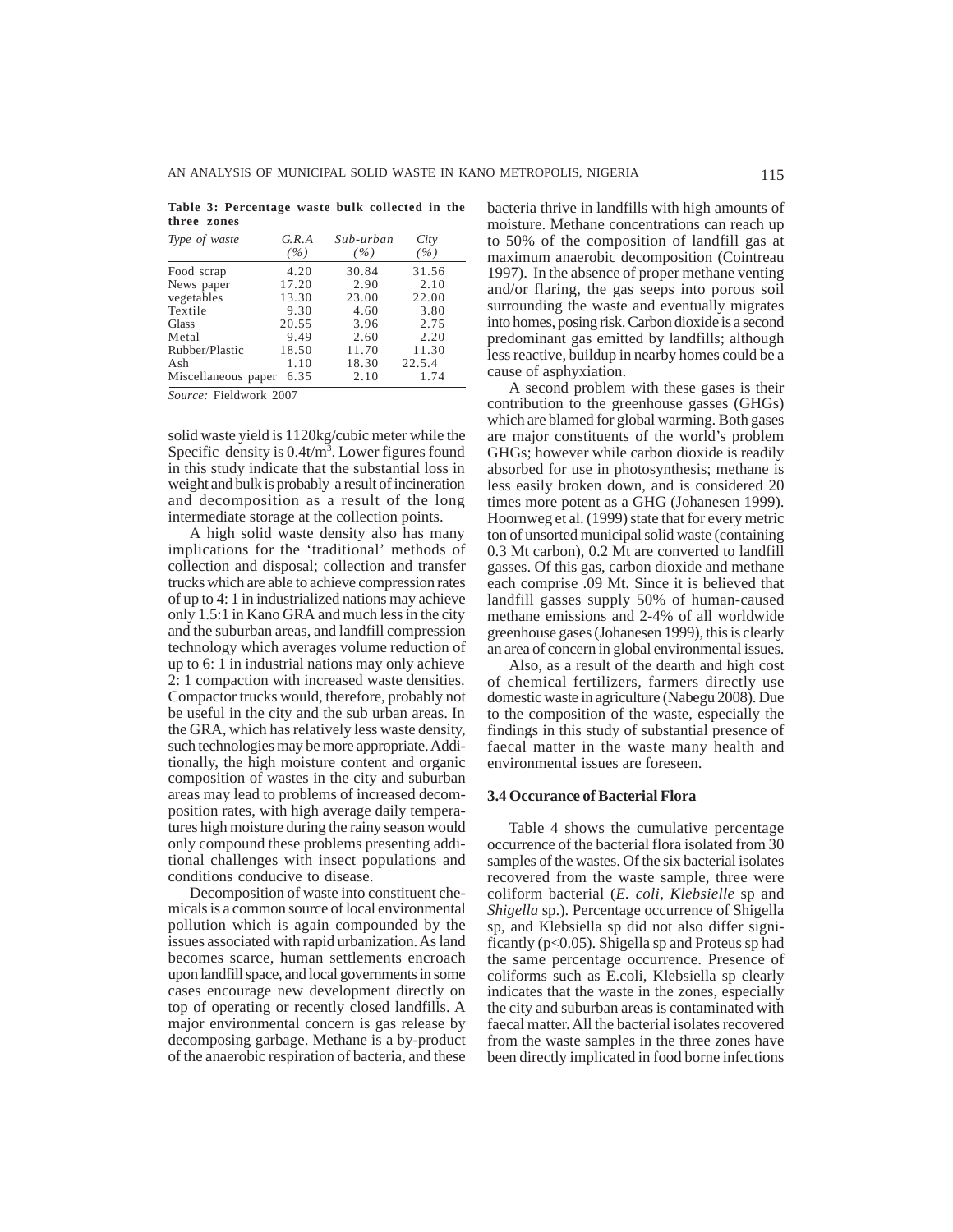**Table 3: Percentage waste bulk collected in the three zones**

| *Type of waste* | *G.R.A (%)* | *Sub-urban (%)* | *City (%)* |
|---|---|---|---|
| Food scrap | 4.20 | 30.84 | 31.56 |
| News paper | 17.20 | 2.90 | 2.10 |
| vegetables | 13.30 | 23.00 | 22.00 |
| Textile | 9.30 | 4.60 | 3.80 |
| Glass | 20.55 | 3.96 | 2.75 |
| Metal | 9.49 | 2.60 | 2.20 |
| Rubber/Plastic | 18.50 | 11.70 | 11.30 |
| Ash | 1.10 | 18.30 | 22.5.4 |
| Miscellaneous paper | 6.35 | 2.10 | 1.74 |

*Source:* Fieldwork 2007

solid waste yield is 1120kg/cubic meter while the Specific density is 0.4t/m$^3$. Lower figures found in this study indicate that the substantial loss in weight and bulk is probably a result of incineration and decomposition as a result of the long intermediate storage at the collection points.

A high solid waste density also has many implications for the 'traditional' methods of collection and disposal; collection and transfer trucks which are able to achieve compression rates of up to 4: 1 in industrialized nations may achieve only 1.5:1 in Kano GRA and much less in the city and the suburban areas, and landfill compression technology which averages volume reduction of up to 6: 1 in industrial nations may only achieve 2: 1 compaction with increased waste densities. Compactor trucks would, therefore, probably not be useful in the city and the sub urban areas. In the GRA, which has relatively less waste density, such technologies may be more appropriate. Additionally, the high moisture content and organic composition of wastes in the city and suburban areas may lead to problems of increased decomposition rates, with high average daily temperatures high moisture during the rainy season would only compound these problems presenting additional challenges with insect populations and conditions conducive to disease.

Decomposition of waste into constituent chemicals is a common source of local environmental pollution which is again compounded by the issues associated with rapid urbanization. As land becomes scarce, human settlements encroach upon landfill space, and local governments in some cases encourage new development directly on top of operating or recently closed landfills. A major environmental concern is gas release by decomposing garbage. Methane is a by-product of the anaerobic respiration of bacteria, and these bacteria thrive in landfills with high amounts of moisture. Methane concentrations can reach up to 50% of the composition of landfill gas at maximum anaerobic decomposition (Cointreau 1997). In the absence of proper methane venting and/or flaring, the gas seeps into porous soil surrounding the waste and eventually migrates into homes, posing risk. Carbon dioxide is a second predominant gas emitted by landfills; although less reactive, buildup in nearby homes could be a cause of asphyxiation.

A second problem with these gases is their contribution to the greenhouse gasses (GHGs) which are blamed for global warming. Both gases are major constituents of the world's problem GHGs; however while carbon dioxide is readily absorbed for use in photosynthesis; methane is less easily broken down, and is considered 20 times more potent as a GHG (Johanesen 1999). Hoornweg et al. (1999) state that for every metric ton of unsorted municipal solid waste (containing 0.3 Mt carbon), 0.2 Mt are converted to landfill gasses. Of this gas, carbon dioxide and methane each comprise .09 Mt. Since it is believed that landfill gasses supply 50% of human-caused methane emissions and 2-4% of all worldwide greenhouse gases (Johanesen 1999), this is clearly an area of concern in global environmental issues.

Also, as a result of the dearth and high cost of chemical fertilizers, farmers directly use domestic waste in agriculture (Nabegu 2008). Due to the composition of the waste, especially the findings in this study of substantial presence of faecal matter in the waste many health and environmental issues are foreseen.

### 3.4 Occurance of Bacterial Flora

Table 4 shows the cumulative percentage occurrence of the bacterial flora isolated from 30 samples of the wastes. Of the six bacterial isolates recovered from the waste sample, three were coliform bacterial (*E. coli*, *Klebsielle* sp and *Shigella* sp.). Percentage occurrence of Shigella sp, and Klebsiella sp did not also differ significantly ($p<0.05$). Shigella sp and Proteus sp had the same percentage occurrence. Presence of coliforms such as E.coli, Klebsiella sp clearly indicates that the waste in the zones, especially the city and suburban areas is contaminated with faecal matter. All the bacterial isolates recovered from the waste samples in the three zones have been directly implicated in food borne infections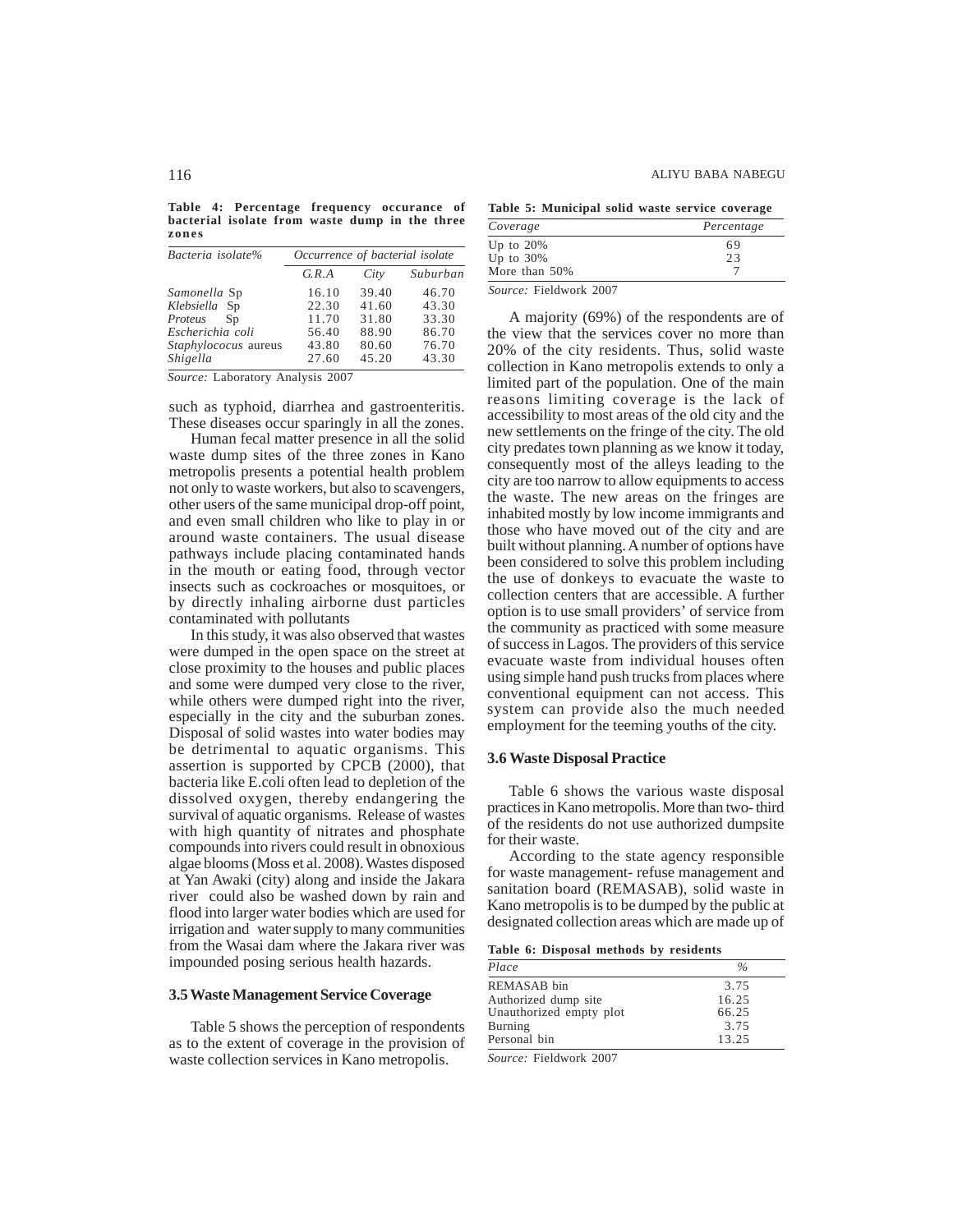**Table 4: Percentage frequency occurance of bacterial isolate from waste dump in the three zones**

| Bacteria isolate% | Occurrence of bacterial isolate | | |
|---|---|---|---|
| | G.R.A | City | Suburban |
| *Samonella* Sp | 16.10 | 39.40 | 46.70 |
| *Klebsiella* Sp | 22.30 | 41.60 | 43.30 |
| *Proteus* Sp | 11.70 | 31.80 | 33.30 |
| *Escherichia coli* | 56.40 | 88.90 | 86.70 |
| *Staphylococus* aureus | 43.80 | 80.60 | 76.70 |
| *Shigella* | 27.60 | 45.20 | 43.30 |

*Source:* Laboratory Analysis 2007

such as typhoid, diarrhea and gastroenteritis. These diseases occur sparingly in all the zones.

Human fecal matter presence in all the solid waste dump sites of the three zones in Kano metropolis presents a potential health problem not only to waste workers, but also to scavengers, other users of the same municipal drop-off point, and even small children who like to play in or around waste containers. The usual disease pathways include placing contaminated hands in the mouth or eating food, through vector insects such as cockroaches or mosquitoes, or by directly inhaling airborne dust particles contaminated with pollutants

In this study, it was also observed that wastes were dumped in the open space on the street at close proximity to the houses and public places and some were dumped very close to the river, while others were dumped right into the river, especially in the city and the suburban zones. Disposal of solid wastes into water bodies may be detrimental to aquatic organisms. This assertion is supported by CPCB (2000), that bacteria like E.coli often lead to depletion of the dissolved oxygen, thereby endangering the survival of aquatic organisms. Release of wastes with high quantity of nitrates and phosphate compounds into rivers could result in obnoxious algae blooms (Moss et al. 2008). Wastes disposed at Yan Awaki (city) along and inside the Jakara river could also be washed down by rain and flood into larger water bodies which are used for irrigation and water supply to many communities from the Wasai dam where the Jakara river was impounded posing serious health hazards.

### 3.5 Waste Management Service Coverage

Table 5 shows the perception of respondents as to the extent of coverage in the provision of waste collection services in Kano metropolis.

**Table 5: Municipal solid waste service coverage**

| Coverage | Percentage |
|---|---|
| Up to 20% | 69 |
| Up to 30% | 23 |
| More than 50% | 7 |

*Source:* Fieldwork 2007

A majority (69%) of the respondents are of the view that the services cover no more than 20% of the city residents. Thus, solid waste collection in Kano metropolis extends to only a limited part of the population. One of the main reasons limiting coverage is the lack of accessibility to most areas of the old city and the new settlements on the fringe of the city. The old city predates town planning as we know it today, consequently most of the alleys leading to the city are too narrow to allow equipments to access the waste. The new areas on the fringes are inhabited mostly by low income immigrants and those who have moved out of the city and are built without planning. A number of options have been considered to solve this problem including the use of donkeys to evacuate the waste to collection centers that are accessible. A further option is to use small providers' of service from the community as practiced with some measure of success in Lagos. The providers of this service evacuate waste from individual houses often using simple hand push trucks from places where conventional equipment can not access. This system can provide also the much needed employment for the teeming youths of the city.

### 3.6 Waste Disposal Practice

Table 6 shows the various waste disposal practices in Kano metropolis. More than two- third of the residents do not use authorized dumpsite for their waste.

According to the state agency responsible for waste management- refuse management and sanitation board (REMASAB), solid waste in Kano metropolis is to be dumped by the public at designated collection areas which are made up of

**Table 6: Disposal methods by residents**

| Place | % |
|---|---|
| REMASAB bin | 3.75 |
| Authorized dump site | 16.25 |
| Unauthorized empty plot | 66.25 |
| Burning | 3.75 |
| Personal bin | 13.25 |

*Source:* Fieldwork 2007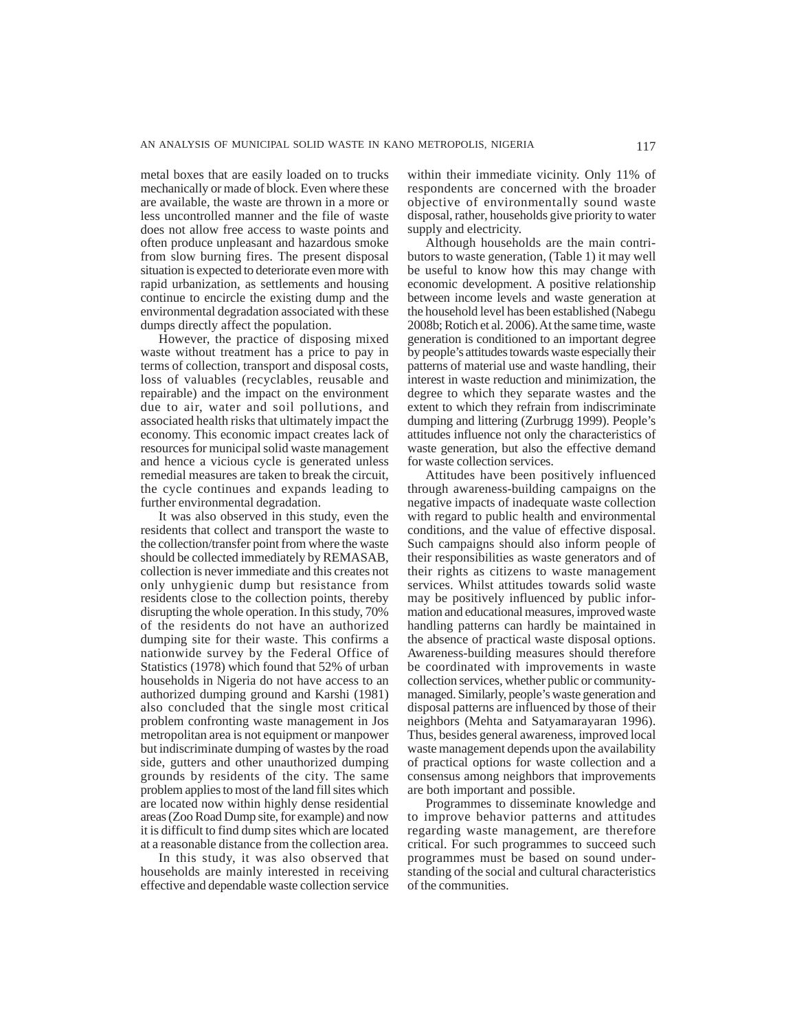metal boxes that are easily loaded on to trucks mechanically or made of block. Even where these are available, the waste are thrown in a more or less uncontrolled manner and the file of waste does not allow free access to waste points and often produce unpleasant and hazardous smoke from slow burning fires. The present disposal situation is expected to deteriorate even more with rapid urbanization, as settlements and housing continue to encircle the existing dump and the environmental degradation associated with these dumps directly affect the population.

However, the practice of disposing mixed waste without treatment has a price to pay in terms of collection, transport and disposal costs, loss of valuables (recyclables, reusable and repairable) and the impact on the environment due to air, water and soil pollutions, and associated health risks that ultimately impact the economy. This economic impact creates lack of resources for municipal solid waste management and hence a vicious cycle is generated unless remedial measures are taken to break the circuit, the cycle continues and expands leading to further environmental degradation.

It was also observed in this study, even the residents that collect and transport the waste to the collection/transfer point from where the waste should be collected immediately by REMASAB, collection is never immediate and this creates not only unhygienic dump but resistance from residents close to the collection points, thereby disrupting the whole operation. In this study, 70% of the residents do not have an authorized dumping site for their waste. This confirms a nationwide survey by the Federal Office of Statistics (1978) which found that 52% of urban households in Nigeria do not have access to an authorized dumping ground and Karshi (1981) also concluded that the single most critical problem confronting waste management in Jos metropolitan area is not equipment or manpower but indiscriminate dumping of wastes by the road side, gutters and other unauthorized dumping grounds by residents of the city. The same problem applies to most of the land fill sites which are located now within highly dense residential areas (Zoo Road Dump site, for example) and now it is difficult to find dump sites which are located at a reasonable distance from the collection area.

In this study, it was also observed that households are mainly interested in receiving effective and dependable waste collection service within their immediate vicinity. Only 11% of respondents are concerned with the broader objective of environmentally sound waste disposal, rather, households give priority to water supply and electricity.

Although households are the main contributors to waste generation, (Table 1) it may well be useful to know how this may change with economic development. A positive relationship between income levels and waste generation at the household level has been established (Nabegu 2008b; Rotich et al. 2006). At the same time, waste generation is conditioned to an important degree by people's attitudes towards waste especially their patterns of material use and waste handling, their interest in waste reduction and minimization, the degree to which they separate wastes and the extent to which they refrain from indiscriminate dumping and littering (Zurbrugg 1999). People's attitudes influence not only the characteristics of waste generation, but also the effective demand for waste collection services.

Attitudes have been positively influenced through awareness-building campaigns on the negative impacts of inadequate waste collection with regard to public health and environmental conditions, and the value of effective disposal. Such campaigns should also inform people of their responsibilities as waste generators and of their rights as citizens to waste management services. Whilst attitudes towards solid waste may be positively influenced by public information and educational measures, improved waste handling patterns can hardly be maintained in the absence of practical waste disposal options. Awareness-building measures should therefore be coordinated with improvements in waste collection services, whether public or community-managed. Similarly, people's waste generation and disposal patterns are influenced by those of their neighbors (Mehta and Satyamarayaran 1996). Thus, besides general awareness, improved local waste management depends upon the availability of practical options for waste collection and a consensus among neighbors that improvements are both important and possible.

Programmes to disseminate knowledge and to improve behavior patterns and attitudes regarding waste management, are therefore critical. For such programmes to succeed such programmes must be based on sound understanding of the social and cultural characteristics of the communities.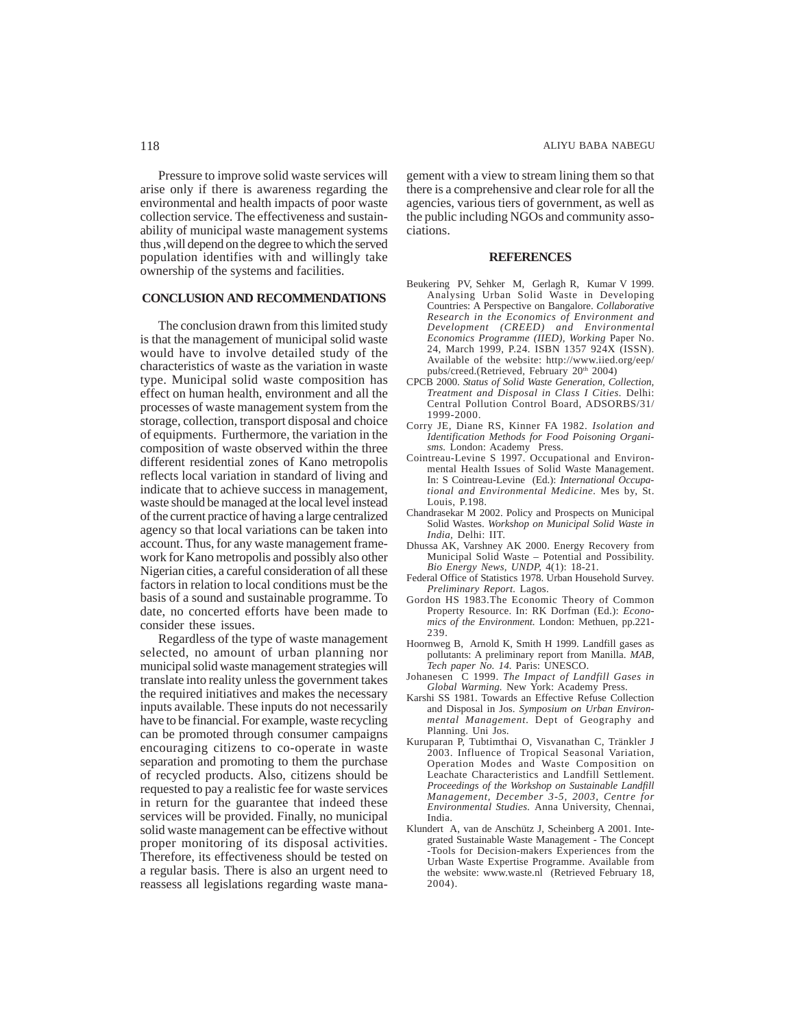Pressure to improve solid waste services will arise only if there is awareness regarding the environmental and health impacts of poor waste collection service. The effectiveness and sustainability of municipal waste management systems thus ,will depend on the degree to which the served population identifies with and willingly take ownership of the systems and facilities.

## CONCLUSION AND RECOMMENDATIONS

The conclusion drawn from this limited study is that the management of municipal solid waste would have to involve detailed study of the characteristics of waste as the variation in waste type. Municipal solid waste composition has effect on human health, environment and all the processes of waste management system from the storage, collection, transport disposal and choice of equipments. Furthermore, the variation in the composition of waste observed within the three different residential zones of Kano metropolis reflects local variation in standard of living and indicate that to achieve success in management, waste should be managed at the local level instead of the current practice of having a large centralized agency so that local variations can be taken into account. Thus, for any waste management framework for Kano metropolis and possibly also other Nigerian cities, a careful consideration of all these factors in relation to local conditions must be the basis of a sound and sustainable programme. To date, no concerted efforts have been made to consider these issues.

Regardless of the type of waste management selected, no amount of urban planning nor municipal solid waste management strategies will translate into reality unless the government takes the required initiatives and makes the necessary inputs available. These inputs do not necessarily have to be financial. For example, waste recycling can be promoted through consumer campaigns encouraging citizens to co-operate in waste separation and promoting to them the purchase of recycled products. Also, citizens should be requested to pay a realistic fee for waste services in return for the guarantee that indeed these services will be provided. Finally, no municipal solid waste management can be effective without proper monitoring of its disposal activities. Therefore, its effectiveness should be tested on a regular basis. There is also an urgent need to reassess all legislations regarding waste management with a view to stream lining them so that there is a comprehensive and clear role for all the agencies, various tiers of government, as well as the public including NGOs and community associations.

## REFERENCES

Beukering PV, Sehker M, Gerlagh R, Kumar V 1999. Analysing Urban Solid Waste in Developing Countries: A Perspective on Bangalore. *Collaborative Research in the Economics of Environment and Development (CREED) and Environmental Economics Programme (IIED), Working* Paper No. 24, March 1999, P.24. ISBN 1357 924X (ISSN). Available of the website: http://www.iied.org/eep/pubs/creed.(Retrieved, February 20th 2004)

CPCB 2000. *Status of Solid Waste Generation, Collection, Treatment and Disposal in Class I Cities*. Delhi: Central Pollution Control Board, ADSORBS/31/1999-2000.

Corry JE, Diane RS, Kinner FA 1982. *Isolation and Identification Methods for Food Poisoning Organisms.* London: Academy Press.

Cointreau-Levine S 1997. Occupational and Environmental Health Issues of Solid Waste Management. In: S Cointreau-Levine (Ed.): *International Occupational and Environmental Medicine*. Mes by, St. Louis, P.198.

Chandrasekar M 2002. Policy and Prospects on Municipal Solid Wastes. *Workshop on Municipal Solid Waste in India*, Delhi: IIT.

Dhussa AK, Varshney AK 2000. Energy Recovery from Municipal Solid Waste – Potential and Possibility. *Bio Energy News, UNDP*, 4(1): 18-21.

Federal Office of Statistics 1978. Urban Household Survey. *Preliminary Report.* Lagos.

Gordon HS 1983.The Economic Theory of Common Property Resource. In: RK Dorfman (Ed.): *Economics of the Environment.* London: Methuen, pp.221-239.

Hoornweg B, Arnold K, Smith H 1999. Landfill gases as pollutants: A preliminary report from Manilla. *MAB, Tech paper No. 14.* Paris: UNESCO.

Johanesen C 1999. *The Impact of Landfill Gases in Global Warming.* New York: Academy Press.

Karshi SS 1981. Towards an Effective Refuse Collection and Disposal in Jos. *Symposium on Urban Environmental Management*. Dept of Geography and Planning. Uni Jos.

Kuruparan P, Tubtimthai O, Visvanathan C, Tränkler J 2003. Influence of Tropical Seasonal Variation, Operation Modes and Waste Composition on Leachate Characteristics and Landfill Settlement. *Proceedings of the Workshop on Sustainable Landfill Management, December 3-5, 2003, Centre for Environmental Studies.* Anna University, Chennai, India.

Klundert A, van de Anschütz J, Scheinberg A 2001. Integrated Sustainable Waste Management - The Concept -Tools for Decision-makers Experiences from the Urban Waste Expertise Programme. Available from the website: www.waste.nl (Retrieved February 18, 2004).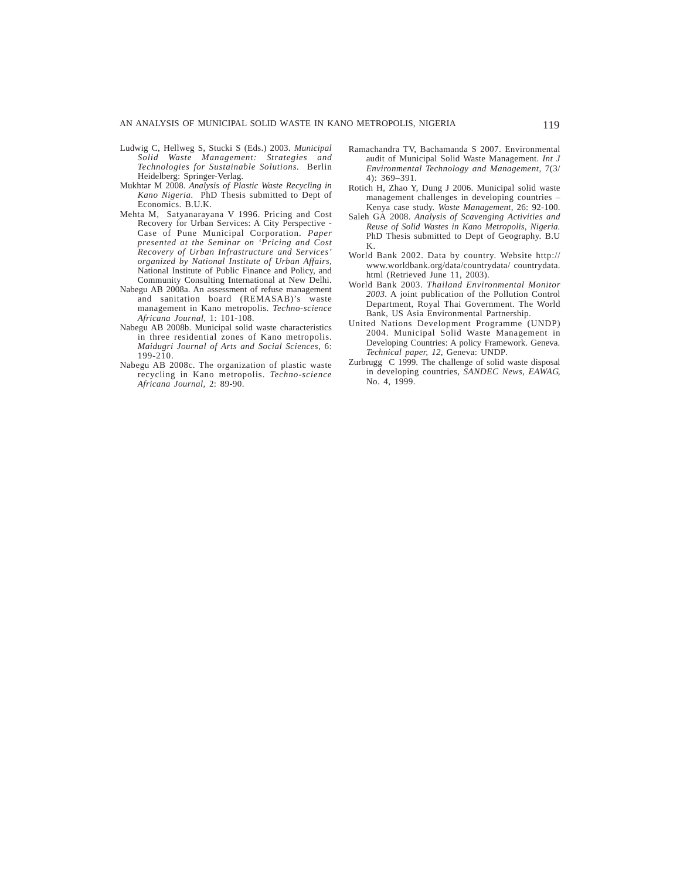Ludwig C, Hellweg S, Stucki S (Eds.) 2003. *Municipal Solid Waste Management: Strategies and Technologies for Sustainable Solutions.* Berlin Heidelberg: Springer-Verlag.

Mukhtar M 2008. *Analysis of Plastic Waste Recycling in Kano Nigeria.* PhD Thesis submitted to Dept of Economics. B.U.K.

Mehta M, Satyanarayana V 1996. Pricing and Cost Recovery for Urban Services: A City Perspective - Case of Pune Municipal Corporation. *Paper presented at the Seminar on 'Pricing and Cost Recovery of Urban Infrastructure and Services' organized by National Institute of Urban Affairs*, National Institute of Public Finance and Policy, and Community Consulting International at New Delhi.

Nabegu AB 2008a. An assessment of refuse management and sanitation board (REMASAB)'s waste management in Kano metropolis. *Techno-science Africana Journal*, 1: 101-108.

Nabegu AB 2008b. Municipal solid waste characteristics in three residential zones of Kano metropolis. *Maidugri Journal of Arts and Social Sciences*, 6: 199-210.

Nabegu AB 2008c. The organization of plastic waste recycling in Kano metropolis. *Techno-science Africana Journal*, 2: 89-90.

Ramachandra TV, Bachamanda S 2007. Environmental audit of Municipal Solid Waste Management. *Int J Environmental Technology and Management*, 7(3/4): 369–391.

Rotich H, Zhao Y, Dung J 2006. Municipal solid waste management challenges in developing countries – Kenya case study. *Waste Management*, 26: 92-100.

Saleh GA 2008. *Analysis of Scavenging Activities and Reuse of Solid Wastes in Kano Metropolis, Nigeria.* PhD Thesis submitted to Dept of Geography. B.U K.

World Bank 2002. Data by country. Website http://www.worldbank.org/data/countrydata/ countrydata.html (Retrieved June 11, 2003).

World Bank 2003. *Thailand Environmental Monitor 2003*. A joint publication of the Pollution Control Department, Royal Thai Government. The World Bank, US Asia Environmental Partnership.

United Nations Development Programme (UNDP) 2004. Municipal Solid Waste Management in Developing Countries: A policy Framework. Geneva. *Technical paper, 12,* Geneva: UNDP.

Zurbrugg C 1999. The challenge of solid waste disposal in developing countries, *SANDEC News*, *EAWAG,* No. 4, 1999.